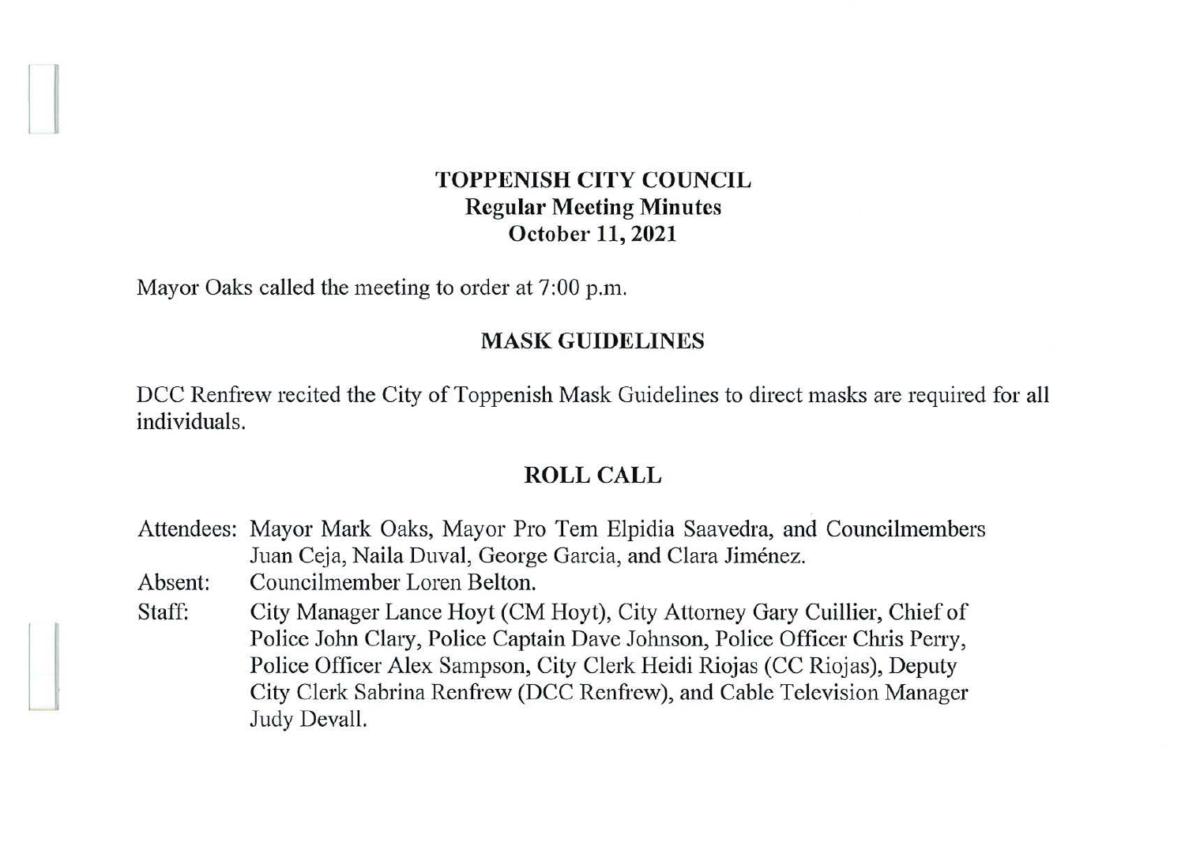# TOPPENISH CITY COUNCIL
## Regular Meeting Minutes
## October 11, 2021

Mayor Oaks called the meeting to order at 7:00 p.m.

## MASK GUIDELINES

DCC Renfrew recited the City of Toppenish Mask Guidelines to direct masks are required for all individuals.

## ROLL CALL

Attendees: Mayor Mark Oaks, Mayor Pro Tem Elpidia Saavedra, and Councilmembers Juan Ceja, Naila Duval, George Garcia, and Clara Jiménez.

Absent: Councilmember Loren Belton.

Staff: City Manager Lance Hoyt (CM Hoyt), City Attorney Gary Cuillier, Chief of Police John Clary, Police Captain Dave Johnson, Police Officer Chris Perry, Police Officer Alex Sampson, City Clerk Heidi Riojas (CC Riojas), Deputy City Clerk Sabrina Renfrew (DCC Renfrew), and Cable Television Manager Judy Devall.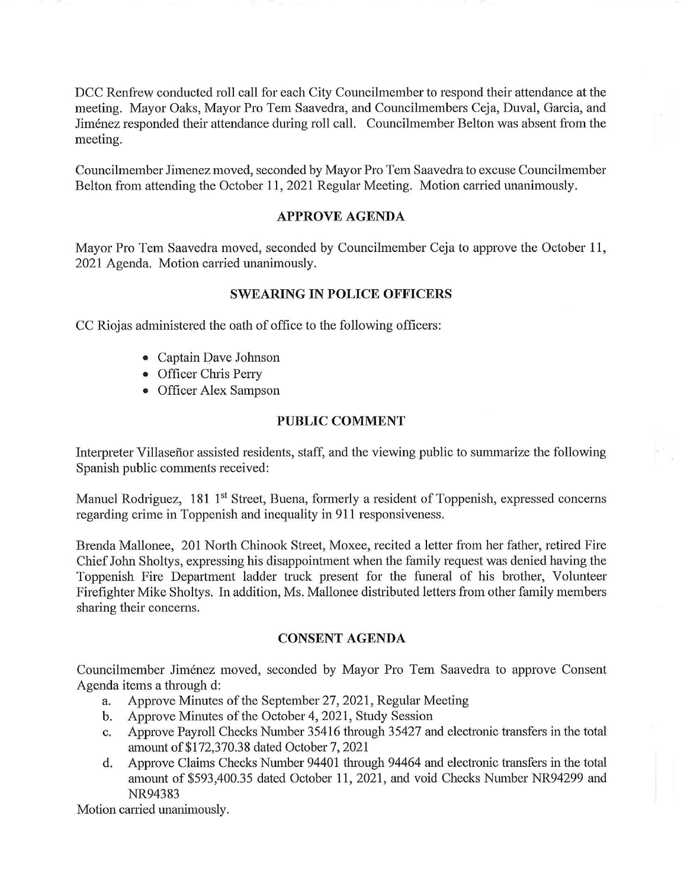DCC Renfrew conducted roll call for each City Councilmember to respond their attendance at the meeting. Mayor Oaks, Mayor Pro Tem Saavedra, and Councilmembers Ceja, Duval, Garcia, and Jiménez responded their attendance during roll call. Councilmember Belton was absent from the meeting.

Councilmember Jimenez moved, seconded by Mayor Pro Tem Saavedra to excuse Councilmember Belton from attending the October 11, 2021 Regular Meeting. Motion carried unanimously.

## APPROVE AGENDA

Mayor Pro Tem Saavedra moved, seconded by Councilmember Ceja to approve the October 11, 2021 Agenda. Motion carried unanimously.

## SWEARING IN POLICE OFFICERS

CC Riojas administered the oath of office to the following officers:

- Captain Dave Johnson
- Officer Chris Perry
- Officer Alex Sampson

## PUBLIC COMMENT

Interpreter Villaseñor assisted residents, staff, and the viewing public to summarize the following Spanish public comments received:

Manuel Rodriguez, 181 1st Street, Buena, formerly a resident of Toppenish, expressed concerns regarding crime in Toppenish and inequality in 911 responsiveness.

Brenda Mallonee, 201 North Chinook Street, Moxee, recited a letter from her father, retired Fire Chief John Sholtys, expressing his disappointment when the family request was denied having the Toppenish Fire Department ladder truck present for the funeral of his brother, Volunteer Firefighter Mike Sholtys. In addition, Ms. Mallonee distributed letters from other family members sharing their concerns.

## CONSENT AGENDA

Councilmember Jiménez moved, seconded by Mayor Pro Tem Saavedra to approve Consent Agenda items a through d:

a. Approve Minutes of the September 27, 2021, Regular Meeting
b. Approve Minutes of the October 4, 2021, Study Session
c. Approve Payroll Checks Number 35416 through 35427 and electronic transfers in the total amount of $172,370.38 dated October 7, 2021
d. Approve Claims Checks Number 94401 through 94464 and electronic transfers in the total amount of $593,400.35 dated October 11, 2021, and void Checks Number NR94299 and NR94383

Motion carried unanimously.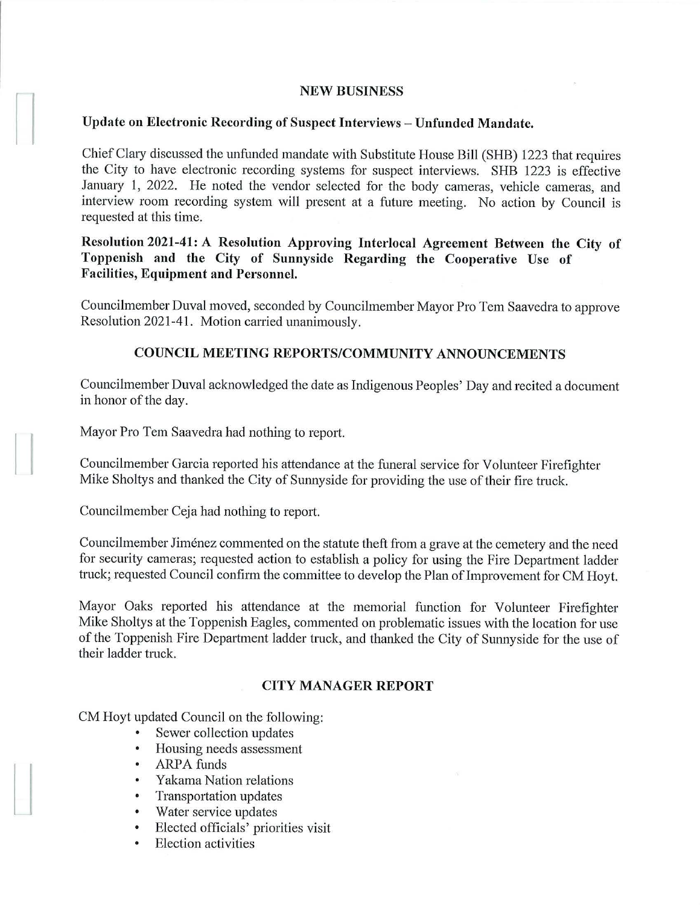## NEW BUSINESS

**Update on Electronic Recording of Suspect Interviews – Unfunded Mandate.**

Chief Clary discussed the unfunded mandate with Substitute House Bill (SHB) 1223 that requires the City to have electronic recording systems for suspect interviews. SHB 1223 is effective January 1, 2022. He noted the vendor selected for the body cameras, vehicle cameras, and interview room recording system will present at a future meeting. No action by Council is requested at this time.

**Resolution 2021-41: A Resolution Approving Interlocal Agreement Between the City of Toppenish and the City of Sunnyside Regarding the Cooperative Use of Facilities, Equipment and Personnel.**

Councilmember Duval moved, seconded by Councilmember Mayor Pro Tem Saavedra to approve Resolution 2021-41. Motion carried unanimously.

## COUNCIL MEETING REPORTS/COMMUNITY ANNOUNCEMENTS

Councilmember Duval acknowledged the date as Indigenous Peoples' Day and recited a document in honor of the day.

Mayor Pro Tem Saavedra had nothing to report.

Councilmember Garcia reported his attendance at the funeral service for Volunteer Firefighter Mike Sholtys and thanked the City of Sunnyside for providing the use of their fire truck.

Councilmember Ceja had nothing to report.

Councilmember Jiménez commented on the statute theft from a grave at the cemetery and the need for security cameras; requested action to establish a policy for using the Fire Department ladder truck; requested Council confirm the committee to develop the Plan of Improvement for CM Hoyt.

Mayor Oaks reported his attendance at the memorial function for Volunteer Firefighter Mike Sholtys at the Toppenish Eagles, commented on problematic issues with the location for use of the Toppenish Fire Department ladder truck, and thanked the City of Sunnyside for the use of their ladder truck.

## CITY MANAGER REPORT

CM Hoyt updated Council on the following:

- Sewer collection updates
- Housing needs assessment
- ARPA funds
- Yakama Nation relations
- Transportation updates
- Water service updates
- Elected officials' priorities visit
- Election activities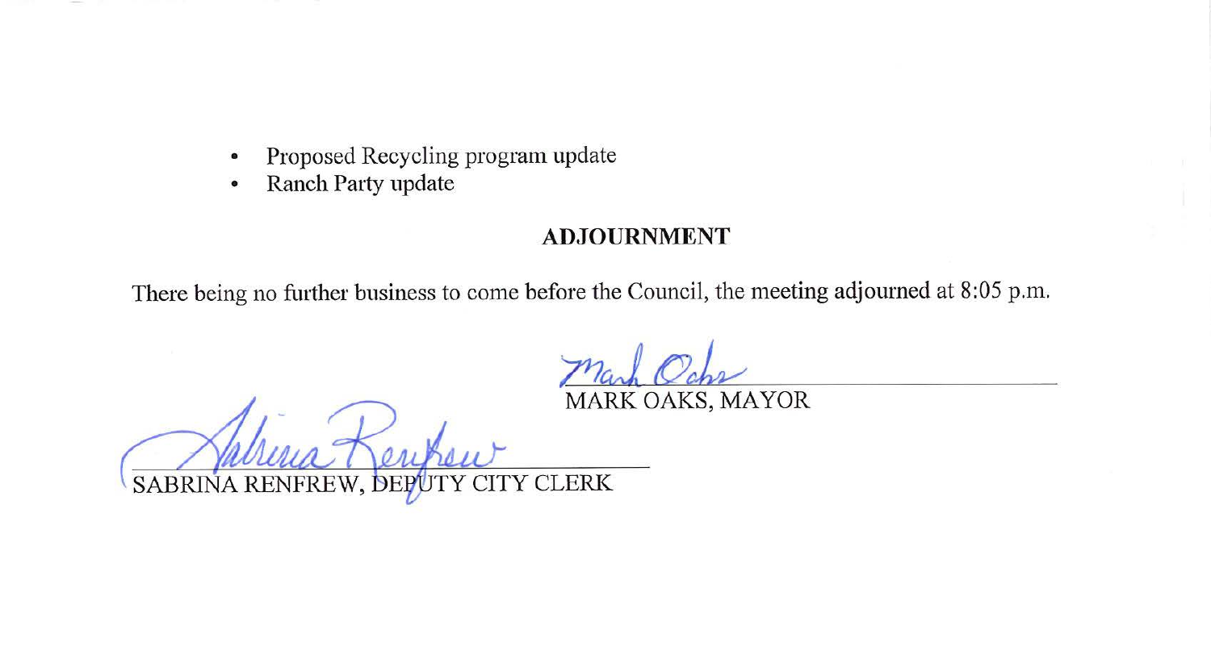- Proposed Recycling program update
- Ranch Party update

## ADJOURNMENT

There being no further business to come before the Council, the meeting adjourned at 8:05 p.m.

MARK OAKS, MAYOR

SABRINA RENFREW, DEPUTY CITY CLERK